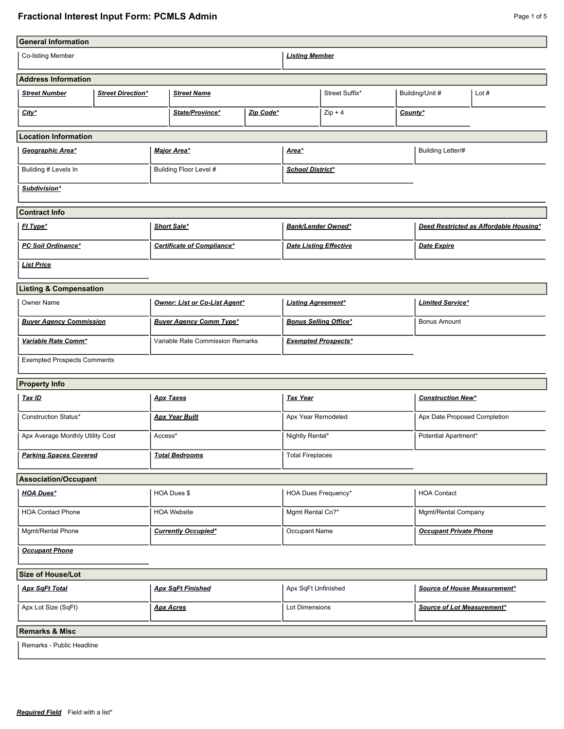# Fractional Interest Input Form: PCMLS Admin

## General Information

| Co-listing Member | ***Listing Member*** |
|---|---|

## Address Information

| ***Street Number*** | ***Street Direction**** | ***Street Name*** | Street Suffix* | Building/Unit # | Lot # |
|---|---|---|---|---|---|
| ***City**** | | ***State/Province**** | ***Zip Code**** | Zip + 4 | ***County**** |

## Location Information

| ***Geographic Area**** | ***Major Area**** | ***Area**** | Building Letter/# |
|---|---|---|---|
| Building # Levels In | Building Floor Level # | ***School District**** | |
| ***Subdivision**** | | | |

## Contract Info

| ***FI Type**** | ***Short Sale**** | ***Bank/Lender Owned**** | ***Deed Restricted as Affordable Housing**** |
|---|---|---|---|
| ***PC Soil Ordinance**** | ***Certificate of Compliance**** | ***Date Listing Effective*** | ***Date Expire*** |
| ***List Price*** | | | |

## Listing & Compensation

| Owner Name | ***Owner: List or Co-List Agent**** | ***Listing Agreement**** | ***Limited Service**** |
|---|---|---|---|
| ***Buyer Agency Commission*** | ***Buyer Agency Comm Type**** | ***Bonus Selling Office**** | Bonus Amount |
| ***Variable Rate Comm**** | Variable Rate Commission Remarks | ***Exempted Prospects**** | |
| Exempted Prospects Comments | | | |

## Property Info

| ***Tax ID*** | ***Apx Taxes*** | ***Tax Year*** | ***Construction New**** |
|---|---|---|---|
| Construction Status* | ***Apx Year Built*** | Apx Year Remodeled | Apx Date Proposed Completion |
| Apx Average Monthly Utility Cost | Access* | Nightly Rental* | Potential Apartment* |
| ***Parking Spaces Covered*** | ***Total Bedrooms*** | Total Fireplaces | |

## Association/Occupant

| ***HOA Dues**** | HOA Dues $ | HOA Dues Frequency* | HOA Contact |
|---|---|---|---|
| HOA Contact Phone | HOA Website | Mgmt Rental Co?* | Mgmt/Rental Company |
| Mgmt/Rental Phone | ***Currently Occupied**** | Occupant Name | ***Occupant Private Phone*** |
| ***Occupant Phone*** | | | |

## Size of House/Lot

| ***Apx SqFt Total*** | ***Apx SqFt Finished*** | Apx SqFt Unfinished | ***Source of House Measurement**** |
|---|---|---|---|
| Apx Lot Size (SqFt) | ***Apx Acres*** | Lot Dimensions | ***Source of Lot Measurement**** |

## Remarks & Misc

| Remarks - Public Headline |
|---|

***Required Field*** Field with a list*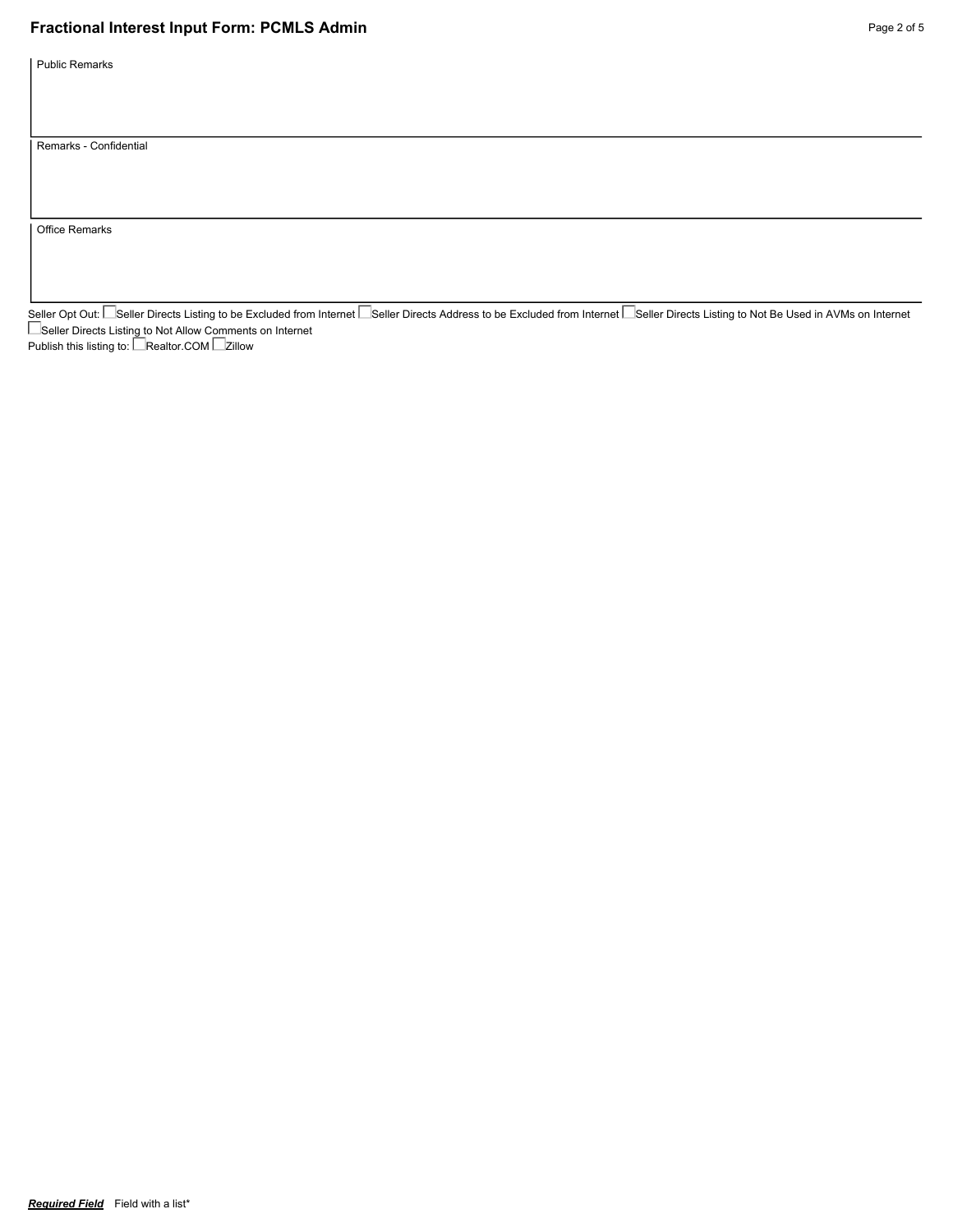## Fractional Interest Input Form: PCMLS Admin

Public Remarks

Remarks - Confidential

Office Remarks

Seller Opt Out: ☐ Seller Directs Listing to be Excluded from Internet ☐ Seller Directs Address to be Excluded from Internet ☐ Seller Directs Listing to Not Be Used in AVMs on Internet ☐ Seller Directs Listing to Not Allow Comments on Internet

Publish this listing to: ☐ Realtor.COM ☐ Zillow

***Required Field*** Field with a list*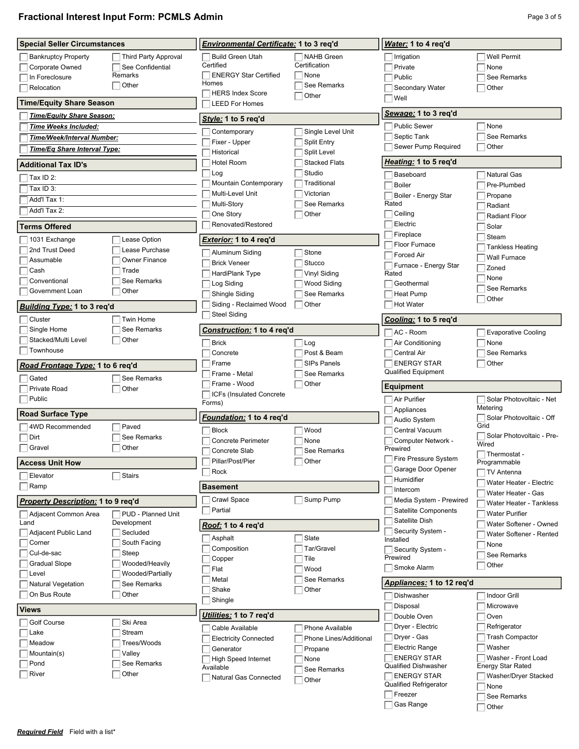# Fractional Interest Input Form: PCMLS Admin

## Special Seller Circumstances

- [ ] Bankruptcy Property
- [ ] Corporate Owned
- [ ] In Foreclosure
- [ ] Relocation
- [ ] Third Party Approval
- [ ] See Confidential Remarks
- [ ] Other

## Time/Equity Share Season

- [ ] ***Time/Equity Share Season:***
- [ ] ***Time Weeks Included:***
- [ ] ***Time/Week/Interval Number:***
- [ ] ***Time/Eq Share Interval Type:***

## Additional Tax ID's

- [ ] Tax ID 2:
- [ ] Tax ID 3:
- [ ] Add'l Tax 1:
- [ ] Add'l Tax 2:

## Terms Offered

- [ ] 1031 Exchange
- [ ] 2nd Trust Deed
- [ ] Assumable
- [ ] Cash
- [ ] Conventional
- [ ] Government Loan
- [ ] Lease Option
- [ ] Lease Purchase
- [ ] Owner Finance
- [ ] Trade
- [ ] See Remarks
- [ ] Other

## ***Building Type:*** 1 to 3 req'd

- [ ] Cluster
- [ ] Single Home
- [ ] Stacked/Multi Level
- [ ] Townhouse
- [ ] Twin Home
- [ ] See Remarks
- [ ] Other

## ***Road Frontage Type:*** 1 to 6 req'd

- [ ] Gated
- [ ] Private Road
- [ ] Public
- [ ] See Remarks
- [ ] Other

## Road Surface Type

- [ ] 4WD Recommended
- [ ] Dirt
- [ ] Gravel
- [ ] Paved
- [ ] See Remarks
- [ ] Other

## Access Unit How

- [ ] Elevator
- [ ] Ramp
- [ ] Stairs

## ***Property Description:*** 1 to 9 req'd

- [ ] Adjacent Common Area Land
- [ ] Adjacent Public Land
- [ ] Corner
- [ ] Cul-de-sac
- [ ] Gradual Slope
- [ ] Level
- [ ] Natural Vegetation
- [ ] On Bus Route
- [ ] PUD - Planned Unit Development
- [ ] Secluded
- [ ] South Facing
- [ ] Steep
- [ ] Wooded/Heavily
- [ ] Wooded/Partially
- [ ] See Remarks
- [ ] Other

## Views

- [ ] Golf Course
- [ ] Lake
- [ ] Meadow
- [ ] Mountain(s)
- [ ] Pond
- [ ] River
- [ ] Ski Area
- [ ] Stream
- [ ] Trees/Woods
- [ ] Valley
- [ ] See Remarks
- [ ] Other

## ***Environmental Certificate:*** 1 to 3 req'd

- [ ] Build Green Utah Certified
- [ ] ENERGY Star Certified Homes
- [ ] HERS Index Score
- [ ] LEED For Homes
- [ ] NAHB Green Certification
- [ ] None
- [ ] See Remarks
- [ ] Other

## ***Style:*** 1 to 5 req'd

- [ ] Contemporary
- [ ] Fixer - Upper
- [ ] Historical
- [ ] Hotel Room
- [ ] Log
- [ ] Mountain Contemporary
- [ ] Multi-Level Unit
- [ ] Multi-Story
- [ ] One Story
- [ ] Renovated/Restored
- [ ] Single Level Unit
- [ ] Split Entry
- [ ] Split Level
- [ ] Stacked Flats
- [ ] Studio
- [ ] Traditional
- [ ] Victorian
- [ ] See Remarks
- [ ] Other

## ***Exterior:*** 1 to 4 req'd

- [ ] Aluminum Siding
- [ ] Brick Veneer
- [ ] HardiPlank Type
- [ ] Log Siding
- [ ] Shingle Siding
- [ ] Siding - Reclaimed Wood
- [ ] Steel Siding
- [ ] Stone
- [ ] Stucco
- [ ] Vinyl Siding
- [ ] Wood Siding
- [ ] See Remarks
- [ ] Other

## ***Construction:*** 1 to 4 req'd

- [ ] Brick
- [ ] Concrete
- [ ] Frame
- [ ] Frame - Metal
- [ ] Frame - Wood
- [ ] ICFs (Insulated Concrete Forms)
- [ ] Log
- [ ] Post & Beam
- [ ] SIPs Panels
- [ ] See Remarks
- [ ] Other

## ***Foundation:*** 1 to 4 req'd

- [ ] Block
- [ ] Concrete Perimeter
- [ ] Concrete Slab
- [ ] Pillar/Post/Pier
- [ ] Rock
- [ ] Wood
- [ ] None
- [ ] See Remarks
- [ ] Other

## Basement

- [ ] Crawl Space
- [ ] Partial
- [ ] Sump Pump

## ***Roof:*** 1 to 4 req'd

- [ ] Asphalt
- [ ] Composition
- [ ] Copper
- [ ] Flat
- [ ] Metal
- [ ] Shake
- [ ] Shingle
- [ ] Slate
- [ ] Tar/Gravel
- [ ] Tile
- [ ] Wood
- [ ] See Remarks
- [ ] Other

## ***Utilities:*** 1 to 7 req'd

- [ ] Cable Available
- [ ] Electricity Connected
- [ ] Generator
- [ ] High Speed Internet Available
- [ ] Natural Gas Connected
- [ ] Phone Available
- [ ] Phone Lines/Additional
- [ ] Propane
- [ ] None
- [ ] See Remarks
- [ ] Other

## ***Water:*** 1 to 4 req'd

- [ ] Irrigation
- [ ] Private
- [ ] Public
- [ ] Secondary Water
- [ ] Well
- [ ] Well Permit
- [ ] None
- [ ] See Remarks
- [ ] Other

## ***Sewage:*** 1 to 3 req'd

- [ ] Public Sewer
- [ ] Septic Tank
- [ ] Sewer Pump Required
- [ ] None
- [ ] See Remarks
- [ ] Other

## ***Heating:*** 1 to 5 req'd

- [ ] Baseboard
- [ ] Boiler
- [ ] Boiler - Energy Star Rated
- [ ] Ceiling
- [ ] Electric
- [ ] Fireplace
- [ ] Floor Furnace
- [ ] Forced Air
- [ ] Furnace - Energy Star Rated
- [ ] Geothermal
- [ ] Heat Pump
- [ ] Hot Water
- [ ] Natural Gas
- [ ] Pre-Plumbed
- [ ] Propane
- [ ] Radiant
- [ ] Radiant Floor
- [ ] Solar
- [ ] Steam
- [ ] Tankless Heating
- [ ] Wall Furnace
- [ ] Zoned
- [ ] None
- [ ] See Remarks
- [ ] Other

## ***Cooling:*** 1 to 5 req'd

- [ ] AC - Room
- [ ] Air Conditioning
- [ ] Central Air
- [ ] ENERGY STAR Qualified Equipment
- [ ] Evaporative Cooling
- [ ] None
- [ ] See Remarks
- [ ] Other

## Equipment

- [ ] Air Purifier
- [ ] Appliances
- [ ] Audio System
- [ ] Central Vacuum
- [ ] Computer Network - Prewired
- [ ] Fire Pressure System
- [ ] Garage Door Opener
- [ ] Humidifier
- [ ] Intercom
- [ ] Media System - Prewired
- [ ] Satellite Components
- [ ] Satellite Dish
- [ ] Security System - Installed
- [ ] Security System - Prewired
- [ ] Smoke Alarm
- [ ] Solar Photovoltaic - Net Metering
- [ ] Solar Photovoltaic - Off Grid
- [ ] Solar Photovoltaic - Pre-Wired
- [ ] Thermostat - Programmable
- [ ] TV Antenna
- [ ] Water Heater - Electric
- [ ] Water Heater - Gas
- [ ] Water Heater - Tankless
- [ ] Water Purifier
- [ ] Water Softener - Owned
- [ ] Water Softener - Rented
- [ ] None
- [ ] See Remarks
- [ ] Other

## ***Appliances:*** 1 to 12 req'd

- [ ] Dishwasher
- [ ] Disposal
- [ ] Double Oven
- [ ] Dryer - Electric
- [ ] Dryer - Gas
- [ ] Electric Range
- [ ] ENERGY STAR Qualified Dishwasher
- [ ] ENERGY STAR Qualified Refrigerator
- [ ] Freezer
- [ ] Gas Range
- [ ] Indoor Grill
- [ ] Microwave
- [ ] Oven
- [ ] Refrigerator
- [ ] Trash Compactor
- [ ] Washer
- [ ] Washer - Front Load Energy Star Rated
- [ ] Washer/Dryer Stacked
- [ ] None
- [ ] See Remarks
- [ ] Other

***Required Field*** Field with a list*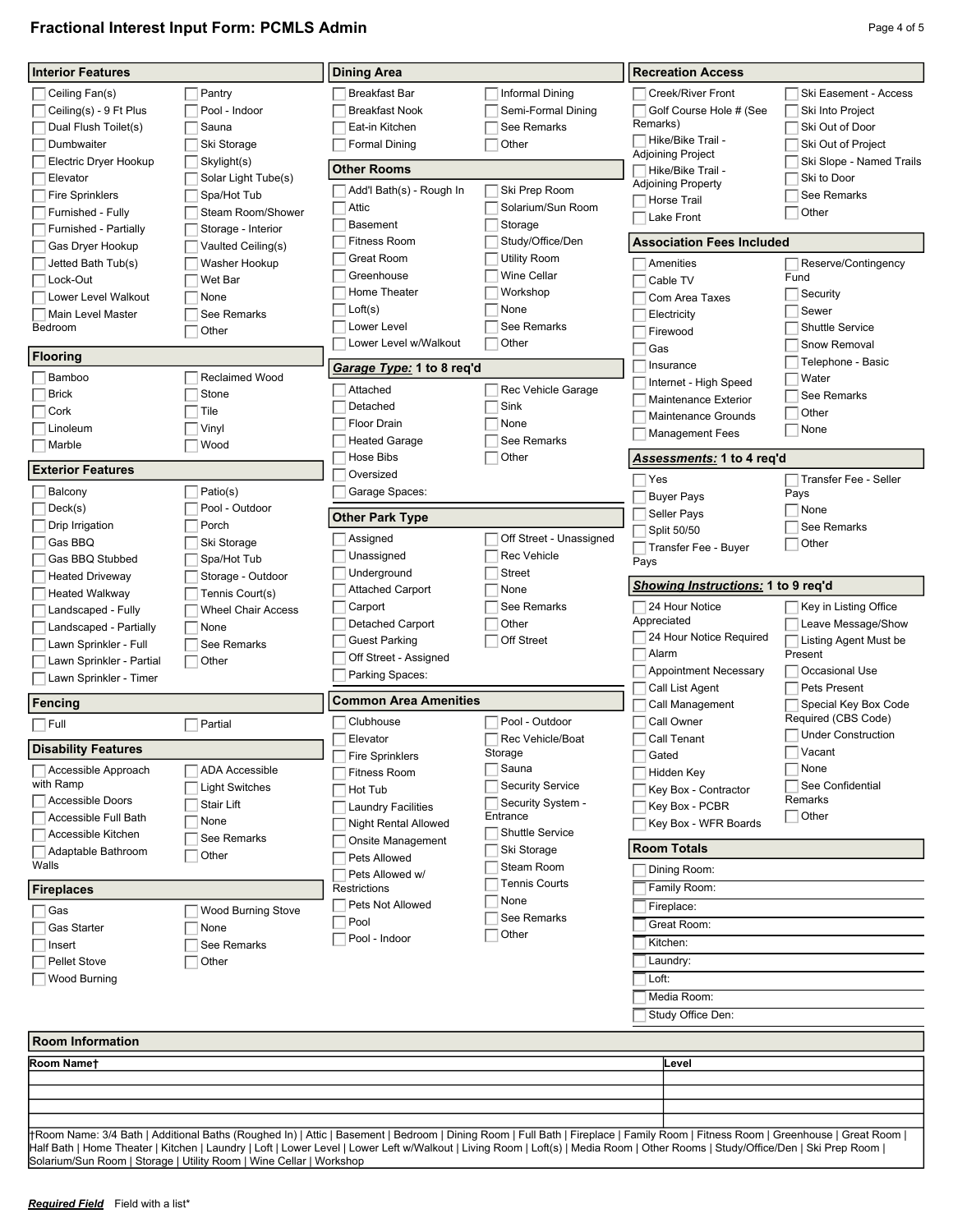# Fractional Interest Input Form: PCMLS Admin

## Interior Features

- [ ] Ceiling Fan(s)
- [ ] Ceiling(s) - 9 Ft Plus
- [ ] Dual Flush Toilet(s)
- [ ] Dumbwaiter
- [ ] Electric Dryer Hookup
- [ ] Elevator
- [ ] Fire Sprinklers
- [ ] Furnished - Fully
- [ ] Furnished - Partially
- [ ] Gas Dryer Hookup
- [ ] Jetted Bath Tub(s)
- [ ] Lock-Out
- [ ] Lower Level Walkout
- [ ] Main Level Master Bedroom
- [ ] Pantry
- [ ] Pool - Indoor
- [ ] Sauna
- [ ] Ski Storage
- [ ] Skylight(s)
- [ ] Solar Light Tube(s)
- [ ] Spa/Hot Tub
- [ ] Steam Room/Shower
- [ ] Storage - Interior
- [ ] Vaulted Ceiling(s)
- [ ] Washer Hookup
- [ ] Wet Bar
- [ ] None
- [ ] See Remarks
- [ ] Other

## Flooring

- [ ] Bamboo
- [ ] Brick
- [ ] Cork
- [ ] Linoleum
- [ ] Marble
- [ ] Reclaimed Wood
- [ ] Stone
- [ ] Tile
- [ ] Vinyl
- [ ] Wood

## Exterior Features

- [ ] Balcony
- [ ] Deck(s)
- [ ] Drip Irrigation
- [ ] Gas BBQ
- [ ] Gas BBQ Stubbed
- [ ] Heated Driveway
- [ ] Heated Walkway
- [ ] Landscaped - Fully
- [ ] Landscaped - Partially
- [ ] Lawn Sprinkler - Full
- [ ] Lawn Sprinkler - Partial
- [ ] Lawn Sprinkler - Timer
- [ ] Patio(s)
- [ ] Pool - Outdoor
- [ ] Porch
- [ ] Ski Storage
- [ ] Spa/Hot Tub
- [ ] Storage - Outdoor
- [ ] Tennis Court(s)
- [ ] Wheel Chair Access
- [ ] None
- [ ] See Remarks
- [ ] Other

## Fencing

- [ ] Full
- [ ] Partial

## Disability Features

- [ ] Accessible Approach with Ramp
- [ ] Accessible Doors
- [ ] Accessible Full Bath
- [ ] Accessible Kitchen
- [ ] Adaptable Bathroom Walls
- [ ] ADA Accessible
- [ ] Light Switches
- [ ] Stair Lift
- [ ] None
- [ ] See Remarks
- [ ] Other

## Fireplaces

- [ ] Gas
- [ ] Gas Starter
- [ ] Insert
- [ ] Pellet Stove
- [ ] Wood Burning
- [ ] Wood Burning Stove
- [ ] None
- [ ] See Remarks
- [ ] Other

## Dining Area

- [ ] Breakfast Bar
- [ ] Breakfast Nook
- [ ] Eat-in Kitchen
- [ ] Formal Dining
- [ ] Informal Dining
- [ ] Semi-Formal Dining
- [ ] See Remarks
- [ ] Other

## Other Rooms

- [ ] Add'l Bath(s) - Rough In
- [ ] Attic
- [ ] Basement
- [ ] Fitness Room
- [ ] Great Room
- [ ] Greenhouse
- [ ] Home Theater
- [ ] Loft(s)
- [ ] Lower Level
- [ ] Lower Level w/Walkout
- [ ] Ski Prep Room
- [ ] Solarium/Sun Room
- [ ] Storage
- [ ] Study/Office/Den
- [ ] Utility Room
- [ ] Wine Cellar
- [ ] Workshop
- [ ] None
- [ ] See Remarks
- [ ] Other

## ***Garage Type:*** 1 to 8 req'd

- [ ] Attached
- [ ] Detached
- [ ] Floor Drain
- [ ] Heated Garage
- [ ] Hose Bibs
- [ ] Oversized
- [ ] Garage Spaces:
- [ ] Rec Vehicle Garage
- [ ] Sink
- [ ] None
- [ ] See Remarks
- [ ] Other

## Other Park Type

- [ ] Assigned
- [ ] Unassigned
- [ ] Underground
- [ ] Attached Carport
- [ ] Carport
- [ ] Detached Carport
- [ ] Guest Parking
- [ ] Off Street - Assigned
- [ ] Parking Spaces:
- [ ] Off Street - Unassigned
- [ ] Rec Vehicle
- [ ] Street
- [ ] None
- [ ] See Remarks
- [ ] Other
- [ ] Off Street

## Common Area Amenities

- [ ] Clubhouse
- [ ] Elevator
- [ ] Fire Sprinklers
- [ ] Fitness Room
- [ ] Hot Tub
- [ ] Laundry Facilities
- [ ] Night Rental Allowed
- [ ] Onsite Management
- [ ] Pets Allowed
- [ ] Pets Allowed w/ Restrictions
- [ ] Pets Not Allowed
- [ ] Pool
- [ ] Pool - Indoor
- [ ] Pool - Outdoor
- [ ] Rec Vehicle/Boat Storage
- [ ] Sauna
- [ ] Security Service
- [ ] Security System - Entrance
- [ ] Shuttle Service
- [ ] Ski Storage
- [ ] Steam Room
- [ ] Tennis Courts
- [ ] None
- [ ] See Remarks
- [ ] Other

## Recreation Access

- [ ] Creek/River Front
- [ ] Golf Course Hole # (See Remarks)
- [ ] Hike/Bike Trail - Adjoining Project
- [ ] Hike/Bike Trail - Adjoining Property
- [ ] Horse Trail
- [ ] Lake Front
- [ ] Ski Easement - Access
- [ ] Ski Into Project
- [ ] Ski Out of Door
- [ ] Ski Out of Project
- [ ] Ski Slope - Named Trails
- [ ] Ski to Door
- [ ] See Remarks
- [ ] Other

## Association Fees Included

- [ ] Amenities
- [ ] Cable TV
- [ ] Com Area Taxes
- [ ] Electricity
- [ ] Firewood
- [ ] Gas
- [ ] Insurance
- [ ] Internet - High Speed
- [ ] Maintenance Exterior
- [ ] Maintenance Grounds
- [ ] Management Fees
- [ ] Reserve/Contingency Fund
- [ ] Security
- [ ] Sewer
- [ ] Shuttle Service
- [ ] Snow Removal
- [ ] Telephone - Basic
- [ ] Water
- [ ] See Remarks
- [ ] Other
- [ ] None

## ***Assessments:*** 1 to 4 req'd

- [ ] Yes
- [ ] Buyer Pays
- [ ] Seller Pays
- [ ] Split 50/50
- [ ] Transfer Fee - Buyer Pays
- [ ] Transfer Fee - Seller Pays
- [ ] None
- [ ] See Remarks
- [ ] Other

## ***Showing Instructions:*** 1 to 9 req'd

- [ ] 24 Hour Notice Appreciated
- [ ] 24 Hour Notice Required
- [ ] Alarm
- [ ] Appointment Necessary
- [ ] Call List Agent
- [ ] Call Management
- [ ] Call Owner
- [ ] Call Tenant
- [ ] Gated
- [ ] Hidden Key
- [ ] Key Box - Contractor
- [ ] Key Box - PCBR
- [ ] Key Box - WFR Boards
- [ ] Key in Listing Office
- [ ] Leave Message/Show
- [ ] Listing Agent Must be Present
- [ ] Occasional Use
- [ ] Pets Present
- [ ] Special Key Box Code Required (CBS Code)
- [ ] Under Construction
- [ ] Vacant
- [ ] None
- [ ] See Confidential Remarks
- [ ] Other

## Room Totals

- [ ] Dining Room:
- [ ] Family Room:
- [ ] Fireplace:
- [ ] Great Room:
- [ ] Kitchen:
- [ ] Laundry:
- [ ] Loft:
- [ ] Media Room:
- [ ] Study Office Den:

## Room Information

| Room Name† | Level |
|---|---|
| | |
| | |
| | |
| | |

†Room Name: 3/4 Bath | Additional Baths (Roughed In) | Attic | Basement | Bedroom | Dining Room | Full Bath | Fireplace | Family Room | Fitness Room | Greenhouse | Great Room | Half Bath | Home Theater | Kitchen | Laundry | Loft | Lower Level | Lower Left w/Walkout | Living Room | Loft(s) | Media Room | Other Rooms | Study/Office/Den | Ski Prep Room | Solarium/Sun Room | Storage | Utility Room | Wine Cellar | Workshop

***Required Field*** Field with a list*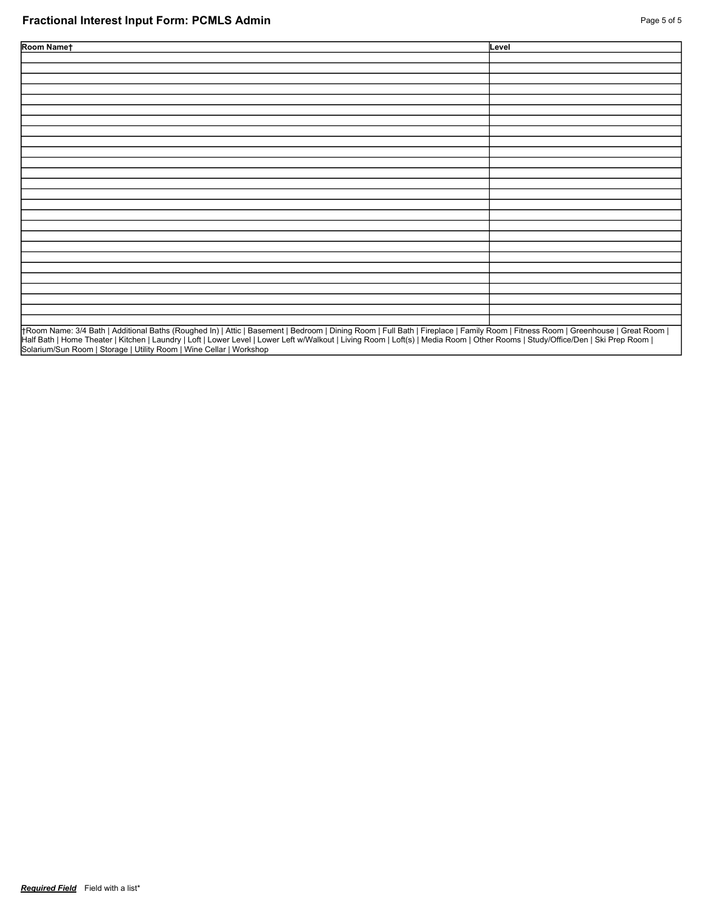| Room Name† | Level |
| --- | --- |
| | |
| | |
| | |
| | |
| | |
| | |
| | |
| | |
| | |
| | |
| | |
| | |
| | |
| | |
| | |
| | |
| | |
| | |
| | |
| | |
| | |
| | |
| | |
| | |
| | |
| | |

†Room Name: 3/4 Bath | Additional Baths (Roughed In) | Attic | Basement | Bedroom | Dining Room | Full Bath | Fireplace | Family Room | Fitness Room | Greenhouse | Great Room | Half Bath | Home Theater | Kitchen | Laundry | Loft | Lower Level | Lower Left w/Walkout | Living Room | Loft(s) | Media Room | Other Rooms | Study/Office/Den | Ski Prep Room | Solarium/Sun Room | Storage | Utility Room | Wine Cellar | Workshop